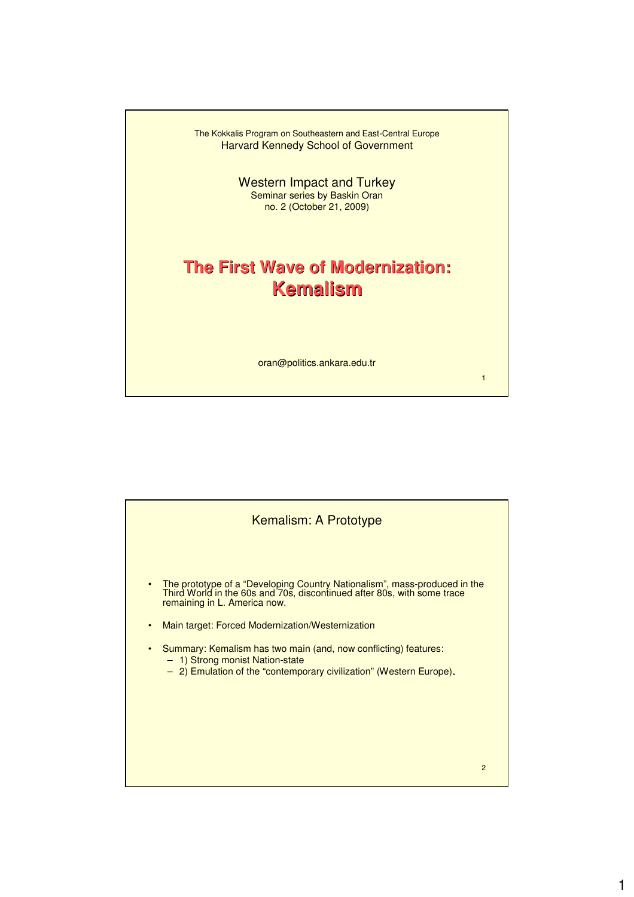The Kokkalis Program on Southeastern and East-Central Europe
Harvard Kennedy School of Government

Western Impact and Turkey
Seminar series by Baskin Oran
no. 2 (October 21, 2009)

# The First Wave of Modernization: Kemalism

oran@politics.ankara.edu.tr

## Kemalism: A Prototype

- The prototype of a "Developing Country Nationalism", mass-produced in the Third World in the 60s and 70s, discontinued after 80s, with some trace remaining in L. America now.
- Main target: Forced Modernization/Westernization
- Summary: Kemalism has two main (and, now conflicting) features:
  - 1) Strong monist Nation-state
  - 2) Emulation of the "contemporary civilization" (Western Europe).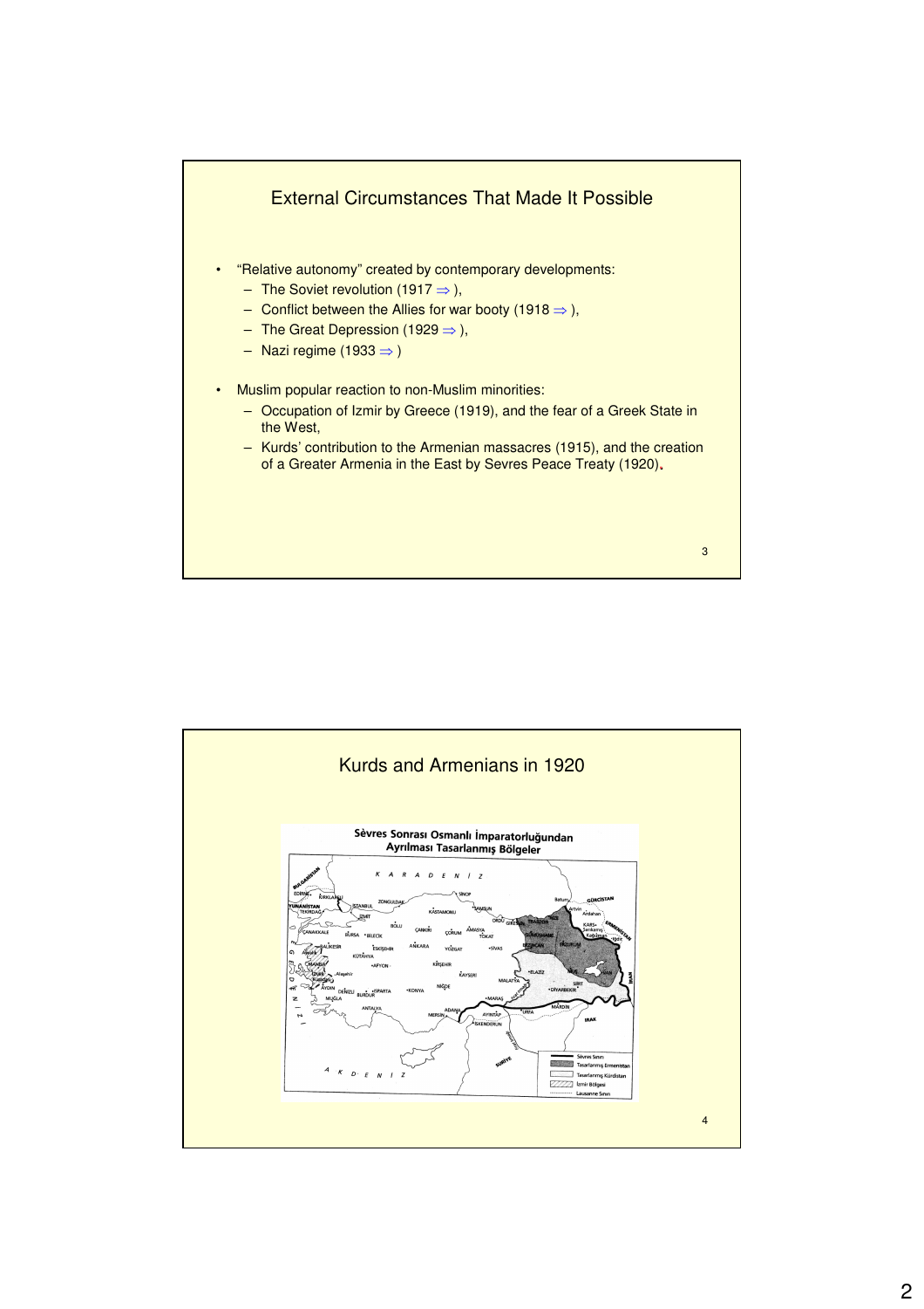## External Circumstances That Made It Possible

- "Relative autonomy" created by contemporary developments:
  - The Soviet revolution (1917 ⇒ ),
  - Conflict between the Allies for war booty (1918 ⇒ ),
  - The Great Depression (1929 ⇒ ),
  - Nazi regime (1933 ⇒ )
- Muslim popular reaction to non-Muslim minorities:
  - Occupation of Izmir by Greece (1919), and the fear of a Greek State in the West,
  - Kurds' contribution to the Armenian massacres (1915), and the creation of a Greater Armenia in the East by Sevres Peace Treaty (1920).

## Kurds and Armenians in 1920

Sèvres Sonrası Osmanlı İmparatorluğundan Ayrılması Tasarlanmış Bölgeler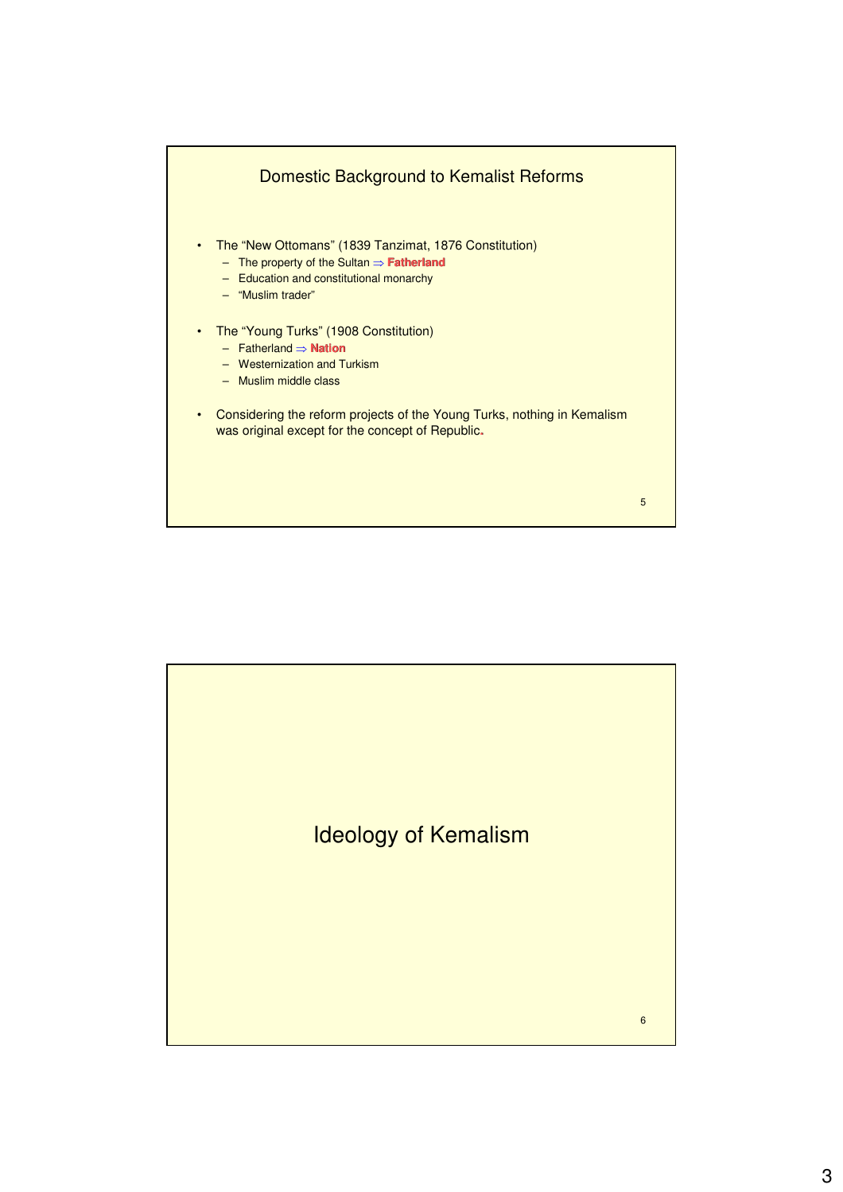## Domestic Background to Kemalist Reforms

- The "New Ottomans" (1839 Tanzimat, 1876 Constitution)
  - The property of the Sultan ⇒ **Fatherland**
  - Education and constitutional monarchy
  - "Muslim trader"
- The "Young Turks" (1908 Constitution)
  - Fatherland ⇒ **Nation**
  - Westernization and Turkism
  - Muslim middle class
- Considering the reform projects of the Young Turks, nothing in Kemalism was original except for the concept of Republic.

## Ideology of Kemalism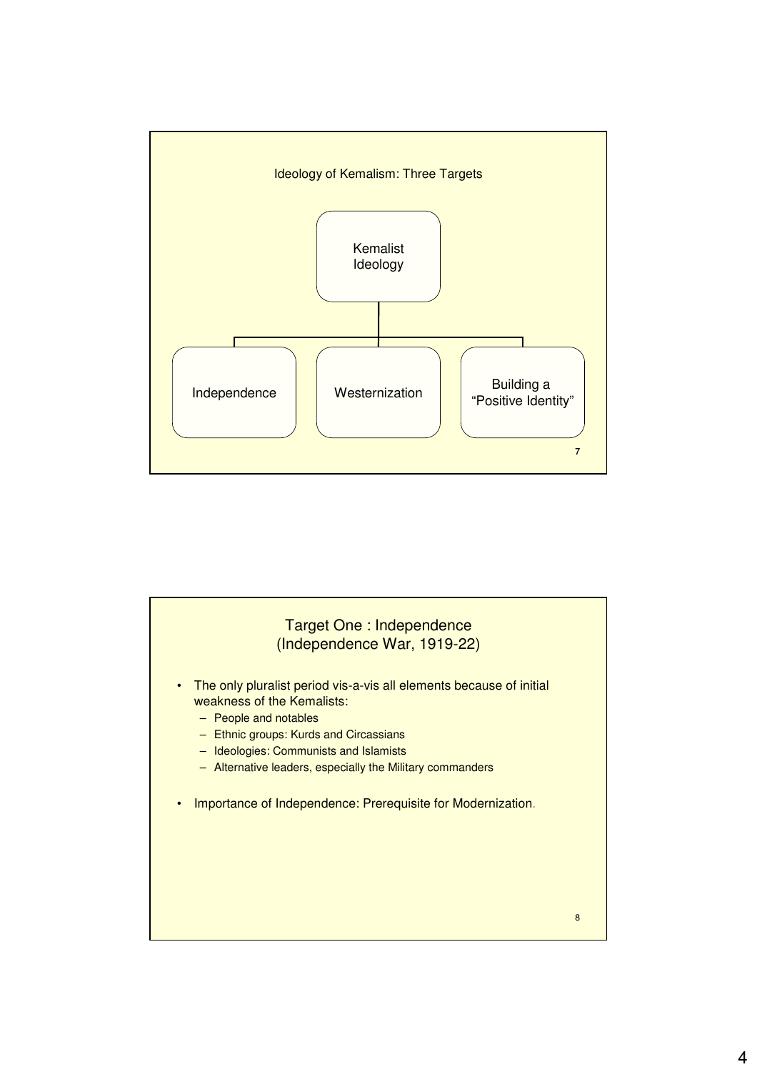## Ideology of Kemalism: Three Targets

- Kemalist Ideology
  - Independence
  - Westernization
  - Building a "Positive Identity"

## Target One : Independence (Independence War, 1919-22)

- The only pluralist period vis-a-vis all elements because of initial weakness of the Kemalists:
  - People and notables
  - Ethnic groups: Kurds and Circassians
  - Ideologies: Communists and Islamists
  - Alternative leaders, especially the Military commanders
- Importance of Independence: Prerequisite for Modernization.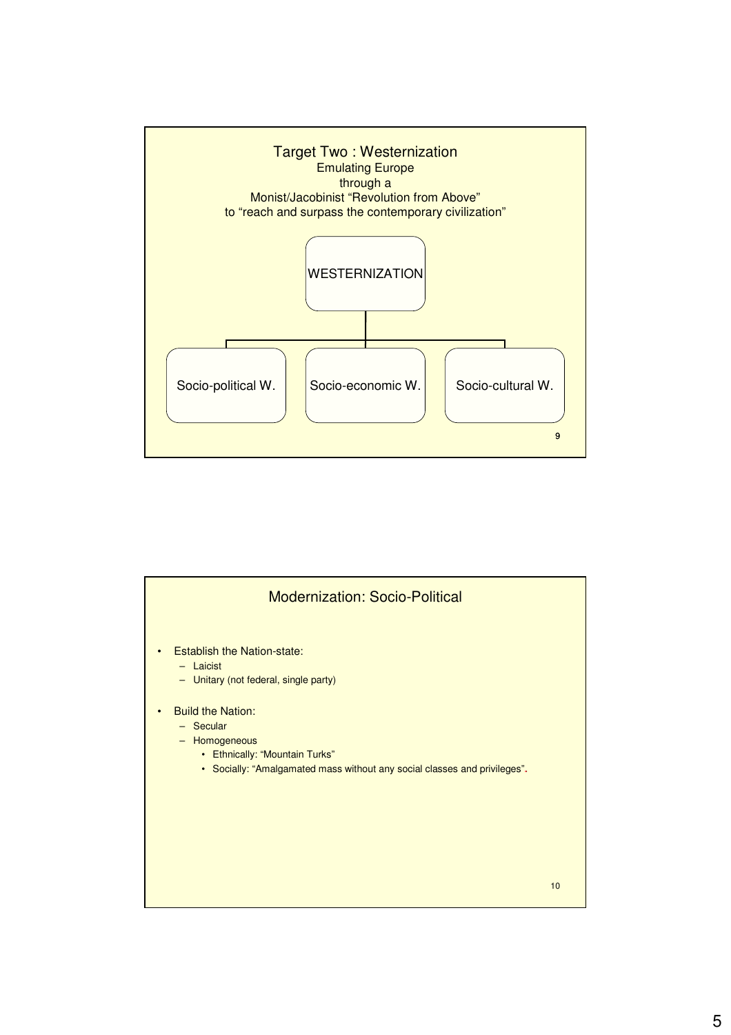## Target Two : Westernization

Emulating Europe
through a
Monist/Jacobinist “Revolution from Above”
to “reach and surpass the contemporary civilization”

- WESTERNIZATION
  - Socio-political W.
  - Socio-economic W.
  - Socio-cultural W.

## Modernization: Socio-Political

- Establish the Nation-state:
  - Laicist
  - Unitary (not federal, single party)
- Build the Nation:
  - Secular
  - Homogeneous
    - Ethnically: “Mountain Turks”
    - Socially: “Amalgamated mass without any social classes and privileges”.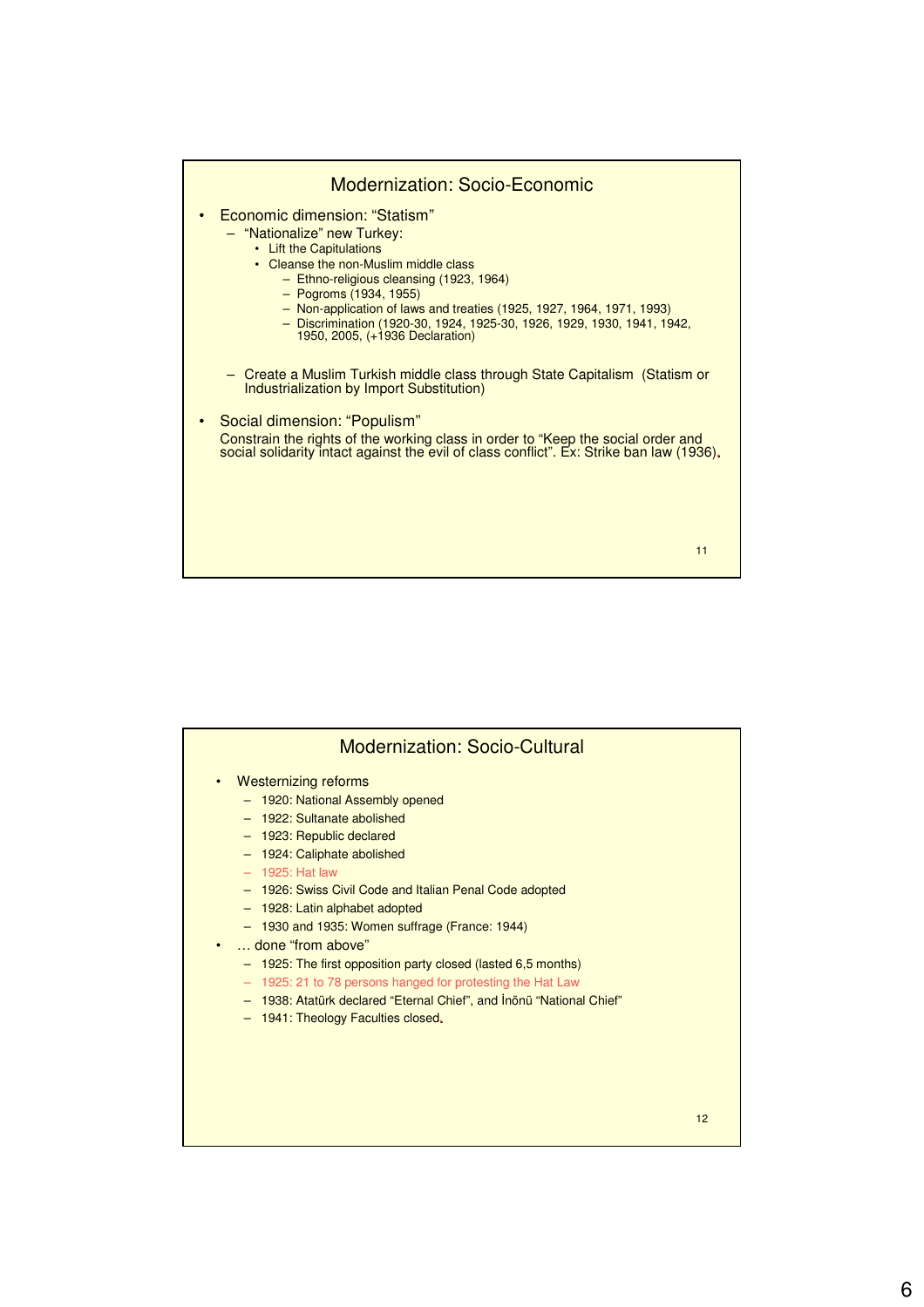## Modernization: Socio-Economic

- Economic dimension: "Statism"
  - "Nationalize" new Turkey:
    - Lift the Capitulations
    - Cleanse the non-Muslim middle class
      - Ethno-religious cleansing (1923, 1964)
      - Pogroms (1934, 1955)
      - Non-application of laws and treaties (1925, 1927, 1964, 1971, 1993)
      - Discrimination (1920-30, 1924, 1925-30, 1926, 1929, 1930, 1941, 1942, 1950, 2005, (+1936 Declaration)
  - Create a Muslim Turkish middle class through State Capitalism (Statism or Industrialization by Import Substitution)
- Social dimension: "Populism"
  Constrain the rights of the working class in order to "Keep the social order and social solidarity intact against the evil of class conflict". Ex: Strike ban law (1936).

## Modernization: Socio-Cultural

- Westernizing reforms
  - 1920: National Assembly opened
  - 1922: Sultanate abolished
  - 1923: Republic declared
  - 1924: Caliphate abolished
  - 1925: Hat law
  - 1926: Swiss Civil Code and Italian Penal Code adopted
  - 1928: Latin alphabet adopted
  - 1930 and 1935: Women suffrage (France: 1944)
- … done "from above"
  - 1925: The first opposition party closed (lasted 6,5 months)
  - 1925: 21 to 78 persons hanged for protesting the Hat Law
  - 1938: Atatürk declared "Eternal Chief", and İnönü "National Chief"
  - 1941: Theology Faculties closed.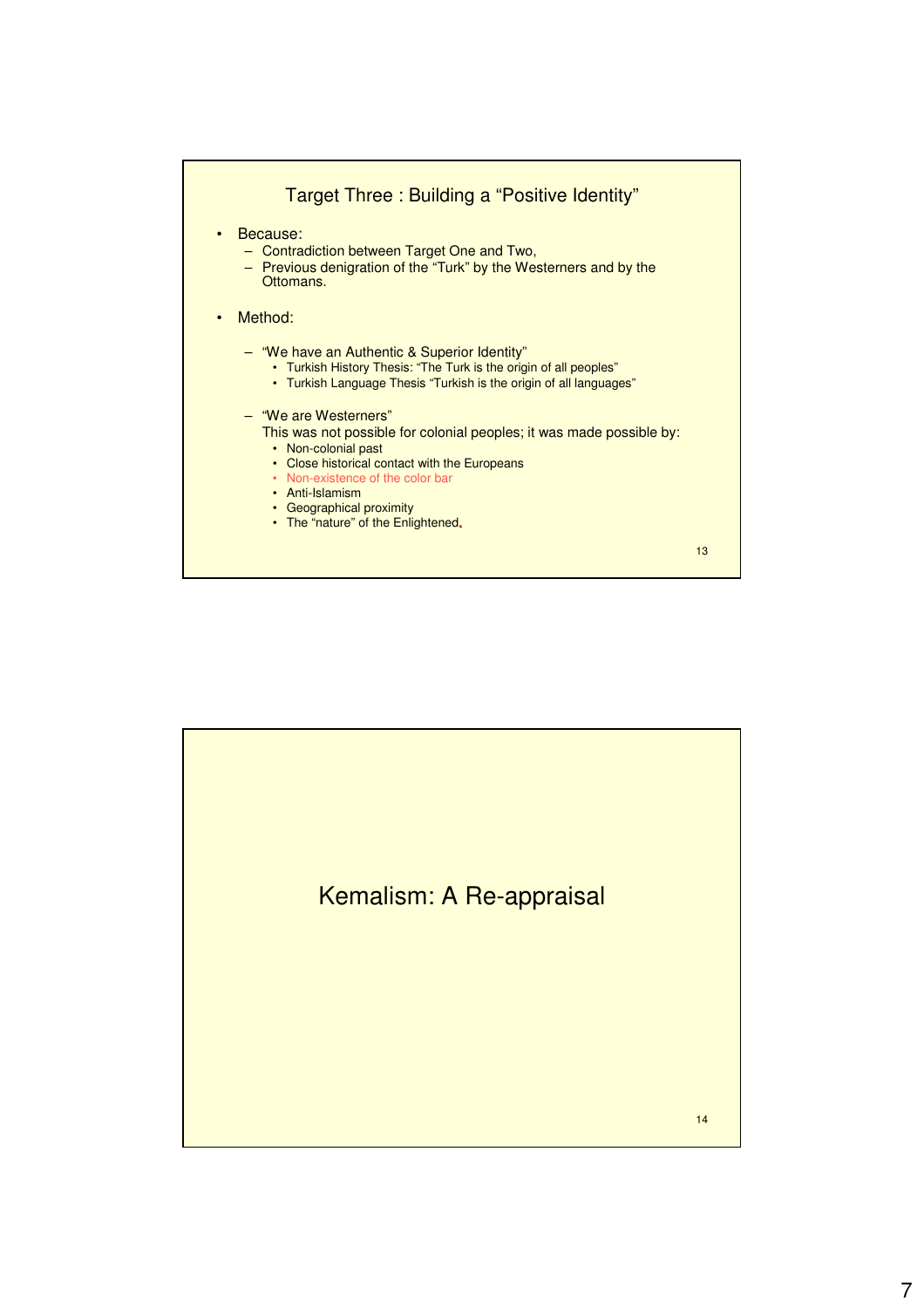## Target Three : Building a "Positive Identity"

- Because:
  - Contradiction between Target One and Two,
  - Previous denigration of the "Turk" by the Westerners and by the Ottomans.

- Method:
  - "We have an Authentic & Superior Identity"
    - Turkish History Thesis: "The Turk is the origin of all peoples"
    - Turkish Language Thesis "Turkish is the origin of all languages"
  - "We are Westerners"

    This was not possible for colonial peoples; it was made possible by:
    - Non-colonial past
    - Close historical contact with the Europeans
    - Non-existence of the color bar
    - Anti-Islamism
    - Geographical proximity
    - The "nature" of the Enlightened.

## Kemalism: A Re-appraisal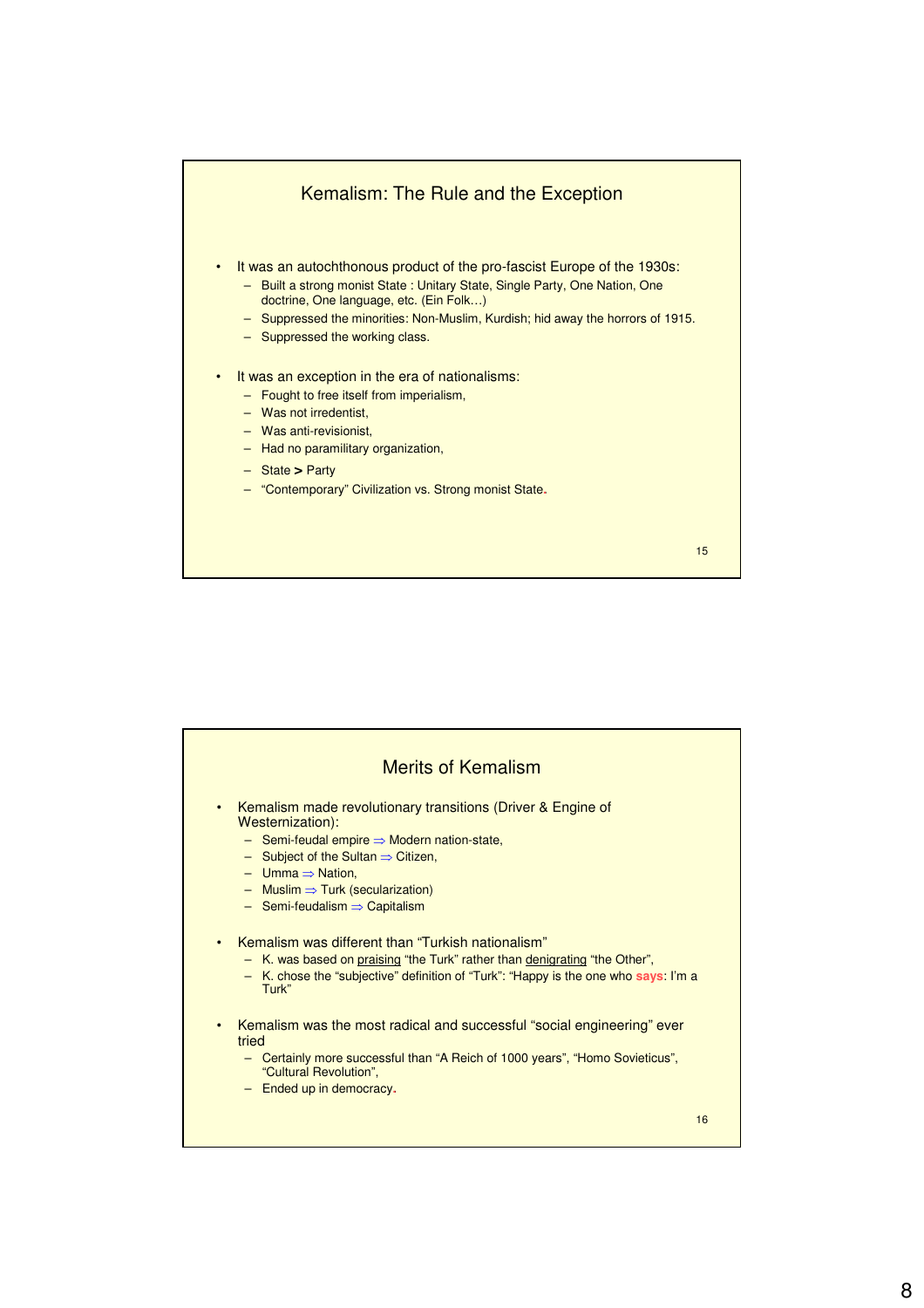## Kemalism: The Rule and the Exception

- It was an autochthonous product of the pro-fascist Europe of the 1930s:
  - Built a strong monist State : Unitary State, Single Party, One Nation, One doctrine, One language, etc. (Ein Folk…)
  - Suppressed the minorities: Non-Muslim, Kurdish; hid away the horrors of 1915.
  - Suppressed the working class.
- It was an exception in the era of nationalisms:
  - Fought to free itself from imperialism,
  - Was not irredentist,
  - Was anti-revisionist,
  - Had no paramilitary organization,
  - State **>** Party
  - "Contemporary" Civilization vs. Strong monist State.

## Merits of Kemalism

- Kemalism made revolutionary transitions (Driver & Engine of Westernization):
  - Semi-feudal empire ⇒ Modern nation-state,
  - Subject of the Sultan ⇒ Citizen,
  - Umma ⇒ Nation,
  - Muslim ⇒ Turk (secularization)
  - Semi-feudalism ⇒ Capitalism
- Kemalism was different than "Turkish nationalism"
  - K. was based on praising "the Turk" rather than denigrating "the Other",
  - K. chose the "subjective" definition of "Turk": "Happy is the one who **says**: I'm a Turk"
- Kemalism was the most radical and successful "social engineering" ever tried
  - Certainly more successful than "A Reich of 1000 years", "Homo Sovieticus", "Cultural Revolution",
  - Ended up in democracy.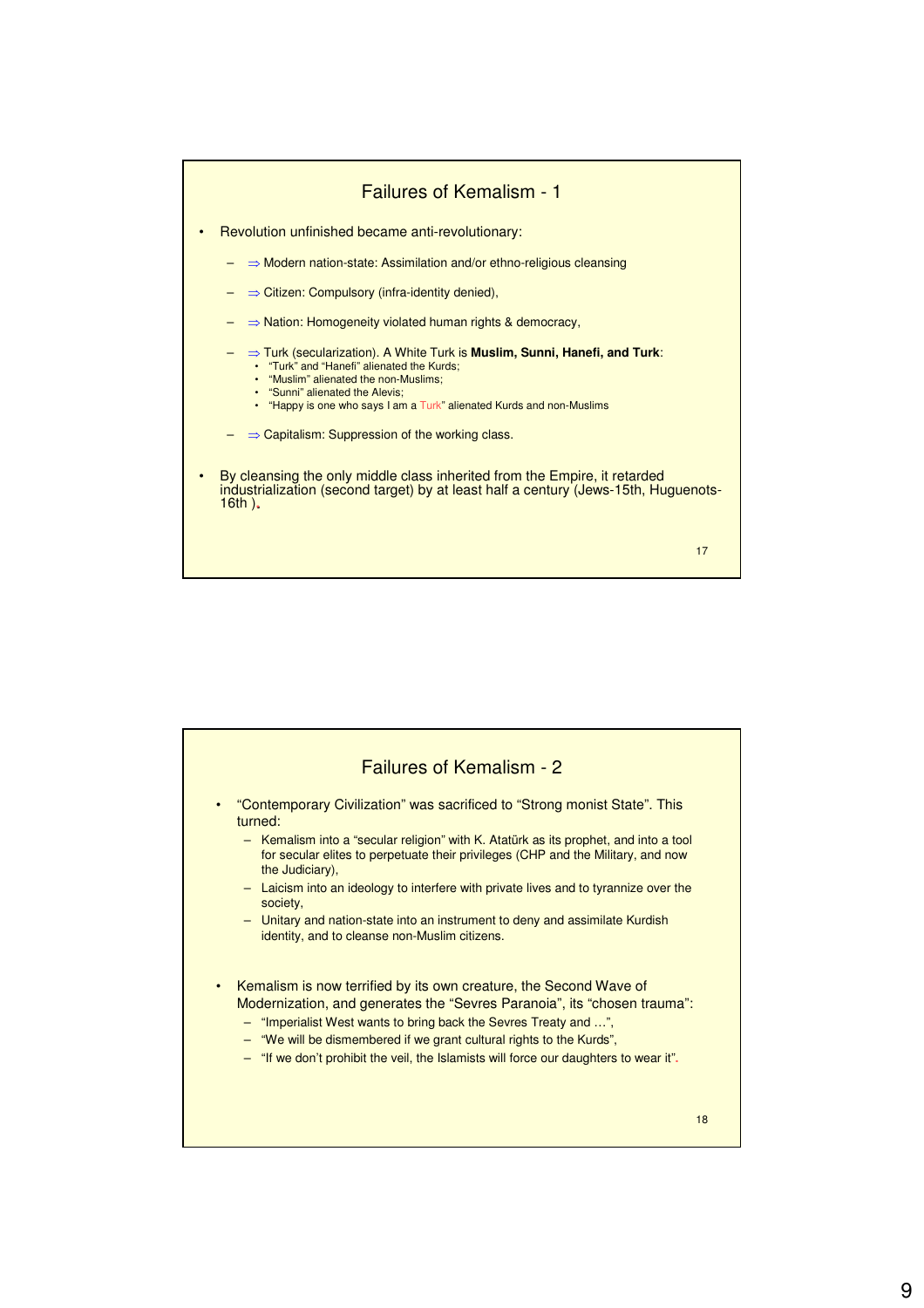## Failures of Kemalism - 1

- Revolution unfinished became anti-revolutionary:
  - ⇒ Modern nation-state: Assimilation and/or ethno-religious cleansing
  - ⇒ Citizen: Compulsory (infra-identity denied),
  - ⇒ Nation: Homogeneity violated human rights & democracy,
  - ⇒ Turk (secularization). A White Turk is **Muslim, Sunni, Hanefi, and Turk**:
    - "Turk" and "Hanefi" alienated the Kurds;
    - "Muslim" alienated the non-Muslims;
    - "Sunni" alienated the Alevis;
    - "Happy is one who says I am a Turk" alienated Kurds and non-Muslims
  - ⇒ Capitalism: Suppression of the working class.
- By cleansing the only middle class inherited from the Empire, it retarded industrialization (second target) by at least half a century (Jews-15th, Huguenots-16th ).

## Failures of Kemalism - 2

- "Contemporary Civilization" was sacrificed to "Strong monist State". This turned:
  - Kemalism into a "secular religion" with K. Atatürk as its prophet, and into a tool for secular elites to perpetuate their privileges (CHP and the Military, and now the Judiciary),
  - Laicism into an ideology to interfere with private lives and to tyrannize over the society,
  - Unitary and nation-state into an instrument to deny and assimilate Kurdish identity, and to cleanse non-Muslim citizens.
- Kemalism is now terrified by its own creature, the Second Wave of Modernization, and generates the "Sevres Paranoia", its "chosen trauma":
  - "Imperialist West wants to bring back the Sevres Treaty and …",
  - "We will be dismembered if we grant cultural rights to the Kurds",
  - "If we don't prohibit the veil, the Islamists will force our daughters to wear it".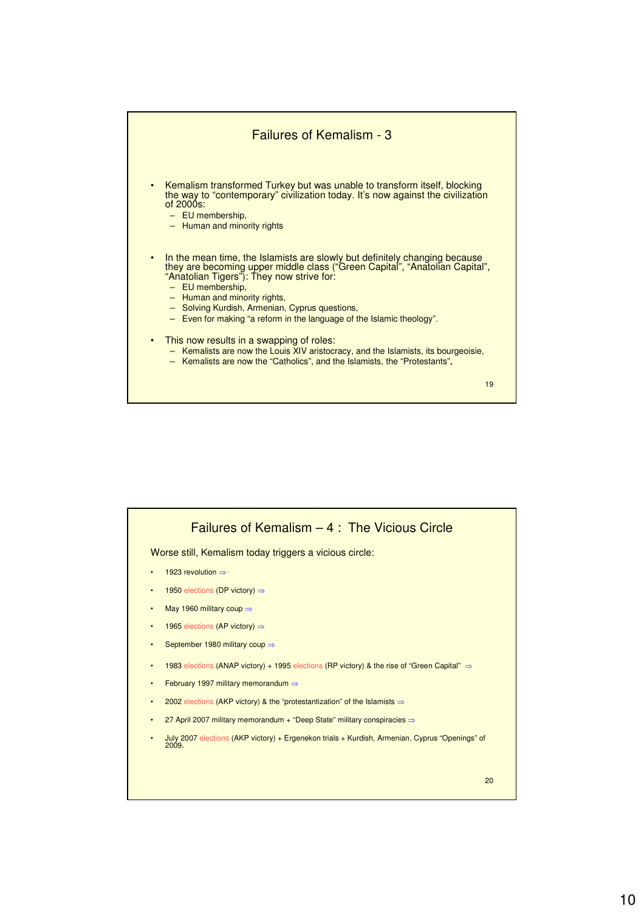## Failures of Kemalism - 3

- Kemalism transformed Turkey but was unable to transform itself, blocking the way to "contemporary" civilization today. It's now against the civilization of 2000s:
  - EU membership,
  - Human and minority rights
- In the mean time, the Islamists are slowly but definitely changing because they are becoming upper middle class ("Green Capital", "Anatolian Capital", "Anatolian Tigers"): They now strive for:
  - EU membership,
  - Human and minority rights,
  - Solving Kurdish, Armenian, Cyprus questions,
  - Even for making "a reform in the language of the Islamic theology".
- This now results in a swapping of roles:
  - Kemalists are now the Louis XIV aristocracy, and the Islamists, its bourgeoisie,
  - Kemalists are now the "Catholics", and the Islamists, the "Protestants".

## Failures of Kemalism – 4 : The Vicious Circle

Worse still, Kemalism today triggers a vicious circle:

- 1923 revolution ⇒
- 1950 elections (DP victory) ⇒
- May 1960 military coup ⇒
- 1965 elections (AP victory) ⇒
- September 1980 military coup ⇒
- 1983 elections (ANAP victory) + 1995 elections (RP victory) & the rise of "Green Capital" ⇒
- February 1997 military memorandum ⇒
- 2002 elections (AKP victory) & the "protestantization" of the Islamists ⇒
- 27 April 2007 military memorandum + "Deep State" military conspiracies ⇒
- July 2007 elections (AKP victory) + Ergenekon trials + Kurdish, Armenian, Cyprus "Openings" of 2009.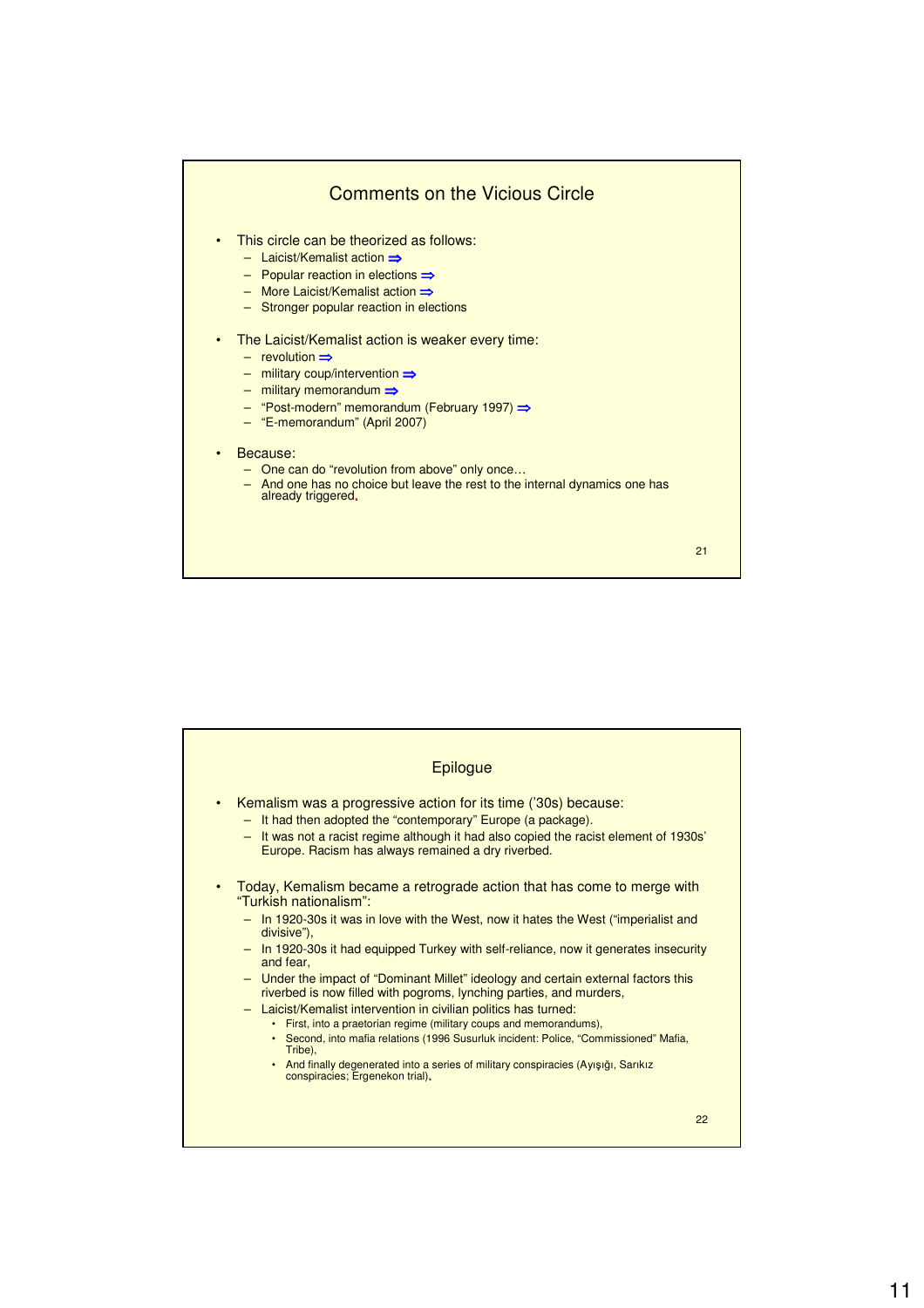## Comments on the Vicious Circle

- This circle can be theorized as follows:
  - Laicist/Kemalist action ⇒
  - Popular reaction in elections ⇒
  - More Laicist/Kemalist action ⇒
  - Stronger popular reaction in elections
- The Laicist/Kemalist action is weaker every time:
  - revolution ⇒
  - military coup/intervention ⇒
  - military memorandum ⇒
  - "Post-modern" memorandum (February 1997) ⇒
  - "E-memorandum" (April 2007)
- Because:
  - One can do "revolution from above" only once…
  - And one has no choice but leave the rest to the internal dynamics one has already triggered.

## Epilogue

- Kemalism was a progressive action for its time ('30s) because:
  - It had then adopted the "contemporary" Europe (a package).
  - It was not a racist regime although it had also copied the racist element of 1930s' Europe. Racism has always remained a dry riverbed.
- Today, Kemalism became a retrograde action that has come to merge with "Turkish nationalism":
  - In 1920-30s it was in love with the West, now it hates the West ("imperialist and divisive"),
  - In 1920-30s it had equipped Turkey with self-reliance, now it generates insecurity and fear,
  - Under the impact of "Dominant Millet" ideology and certain external factors this riverbed is now filled with pogroms, lynching parties, and murders,
  - Laicist/Kemalist intervention in civilian politics has turned:
    - First, into a praetorian regime (military coups and memorandums),
    - Second, into mafia relations (1996 Susurluk incident: Police, "Commissioned" Mafia, Tribe),
    - And finally degenerated into a series of military conspiracies (Ayışığı, Sarıkız conspiracies; Ergenekon trial).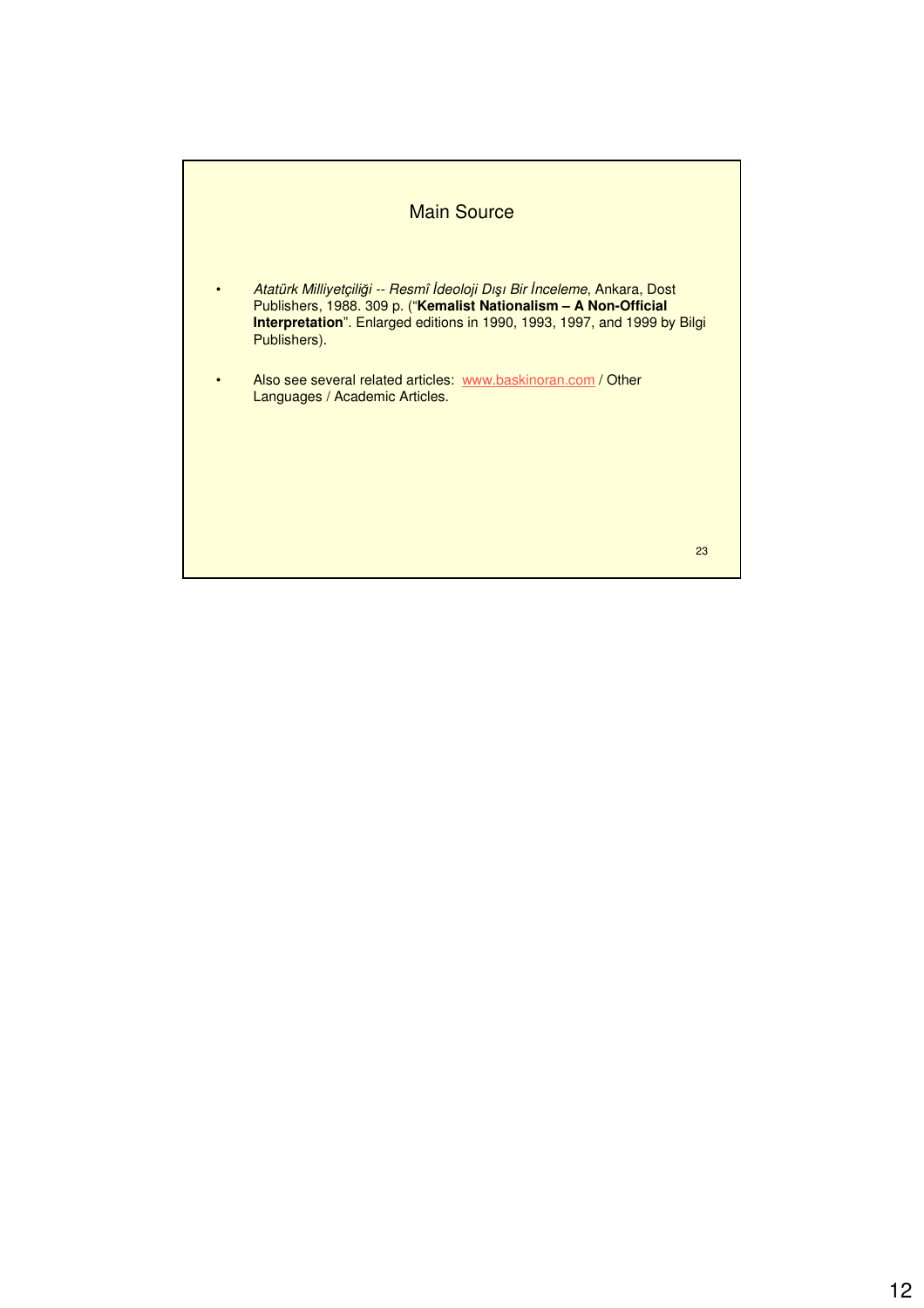## Main Source

- *Atatürk Milliyetçiliği -- Resmî İdeoloji Dışı Bir İnceleme*, Ankara, Dost Publishers, 1988. 309 p. ("**Kemalist Nationalism – A Non-Official Interpretation**". Enlarged editions in 1990, 1993, 1997, and 1999 by Bilgi Publishers).

- Also see several related articles: www.baskinoran.com / Other Languages / Academic Articles.